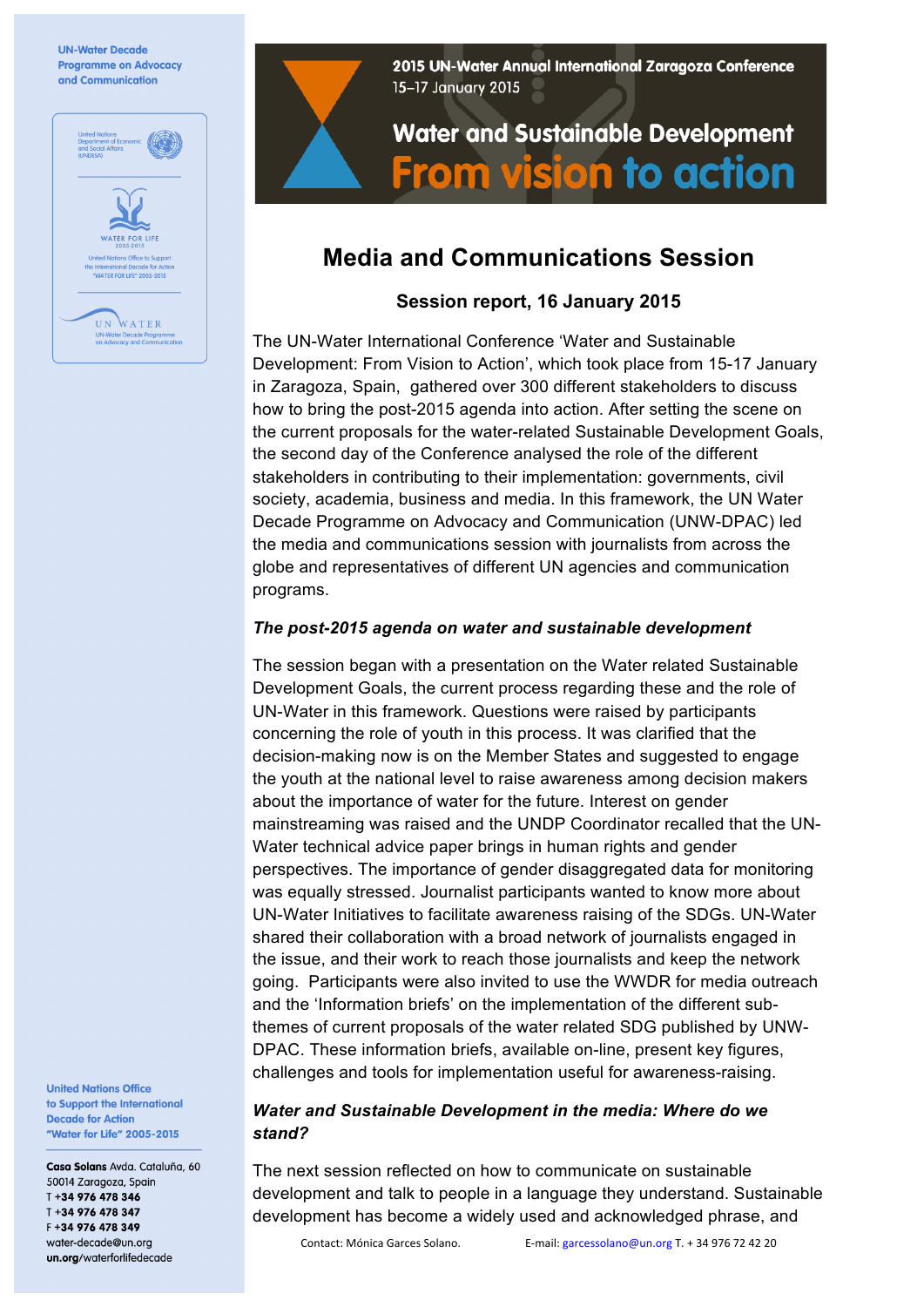UN-Water Decade Programme on Advocacy and Communication

2015 UN-Water Annual International Zaragoza Conference
15–17 January 2015

Water and Sustainable Development
From vision to action

# Media and Communications Session

### Session report, 16 January 2015

The UN-Water International Conference 'Water and Sustainable Development: From Vision to Action', which took place from 15-17 January in Zaragoza, Spain, gathered over 300 different stakeholders to discuss how to bring the post-2015 agenda into action. After setting the scene on the current proposals for the water-related Sustainable Development Goals, the second day of the Conference analysed the role of the different stakeholders in contributing to their implementation: governments, civil society, academia, business and media. In this framework, the UN Water Decade Programme on Advocacy and Communication (UNW-DPAC) led the media and communications session with journalists from across the globe and representatives of different UN agencies and communication programs.

***The post-2015 agenda on water and sustainable development***

The session began with a presentation on the Water related Sustainable Development Goals, the current process regarding these and the role of UN-Water in this framework. Questions were raised by participants concerning the role of youth in this process. It was clarified that the decision-making now is on the Member States and suggested to engage the youth at the national level to raise awareness among decision makers about the importance of water for the future. Interest on gender mainstreaming was raised and the UNDP Coordinator recalled that the UN-Water technical advice paper brings in human rights and gender perspectives. The importance of gender disaggregated data for monitoring was equally stressed. Journalist participants wanted to know more about UN-Water Initiatives to facilitate awareness raising of the SDGs. UN-Water shared their collaboration with a broad network of journalists engaged in the issue, and their work to reach those journalists and keep the network going. Participants were also invited to use the WWDR for media outreach and the 'Information briefs' on the implementation of the different sub-themes of current proposals of the water related SDG published by UNW-DPAC. These information briefs, available on-line, present key figures, challenges and tools for implementation useful for awareness-raising.

***Water and Sustainable Development in the media: Where do we stand?***

The next session reflected on how to communicate on sustainable development and talk to people in a language they understand. Sustainable development has become a widely used and acknowledged phrase, and

United Nations Office to Support the International Decade for Action "Water for Life" 2005-2015

**Casa Solans** Avda. Cataluña, 60
50014 Zaragoza, Spain
T **+34 976 478 346**
T **+34 976 478 347**
F **+34 976 478 349**
water-decade@un.org
un.org/waterforlifedecade

Contact: Mónica Garces Solano. E-mail: garcessolano@un.org T. + 34 976 72 42 20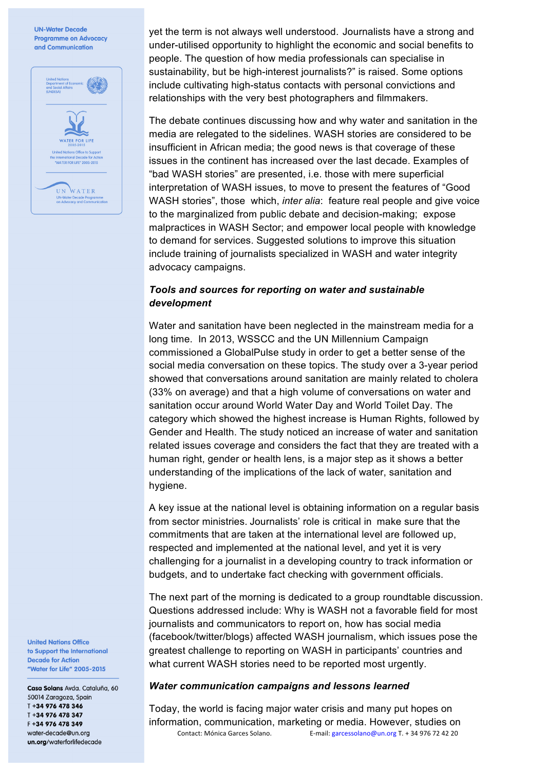yet the term is not always well understood. Journalists have a strong and under-utilised opportunity to highlight the economic and social benefits to people. The question of how media professionals can specialise in sustainability, but be high-interest journalists?" is raised. Some options include cultivating high-status contacts with personal convictions and relationships with the very best photographers and filmmakers.

The debate continues discussing how and why water and sanitation in the media are relegated to the sidelines. WASH stories are considered to be insufficient in African media; the good news is that coverage of these issues in the continent has increased over the last decade. Examples of "bad WASH stories" are presented, i.e. those with mere superficial interpretation of WASH issues, to move to present the features of "Good WASH stories", those which, *inter alia*: feature real people and give voice to the marginalized from public debate and decision-making; expose malpractices in WASH Sector; and empower local people with knowledge to demand for services. Suggested solutions to improve this situation include training of journalists specialized in WASH and water integrity advocacy campaigns.

### *Tools and sources for reporting on water and sustainable development*

Water and sanitation have been neglected in the mainstream media for a long time. In 2013, WSSCC and the UN Millennium Campaign commissioned a GlobalPulse study in order to get a better sense of the social media conversation on these topics. The study over a 3-year period showed that conversations around sanitation are mainly related to cholera (33% on average) and that a high volume of conversations on water and sanitation occur around World Water Day and World Toilet Day. The category which showed the highest increase is Human Rights, followed by Gender and Health. The study noticed an increase of water and sanitation related issues coverage and considers the fact that they are treated with a human right, gender or health lens, is a major step as it shows a better understanding of the implications of the lack of water, sanitation and hygiene.

A key issue at the national level is obtaining information on a regular basis from sector ministries. Journalists' role is critical in make sure that the commitments that are taken at the international level are followed up, respected and implemented at the national level, and yet it is very challenging for a journalist in a developing country to track information or budgets, and to undertake fact checking with government officials.

The next part of the morning is dedicated to a group roundtable discussion. Questions addressed include: Why is WASH not a favorable field for most journalists and communicators to report on, how has social media (facebook/twitter/blogs) affected WASH journalism, which issues pose the greatest challenge to reporting on WASH in participants' countries and what current WASH stories need to be reported most urgently.

### *Water communication campaigns and lessons learned*

Today, the world is facing major water crisis and many put hopes on information, communication, marketing or media. However, studies on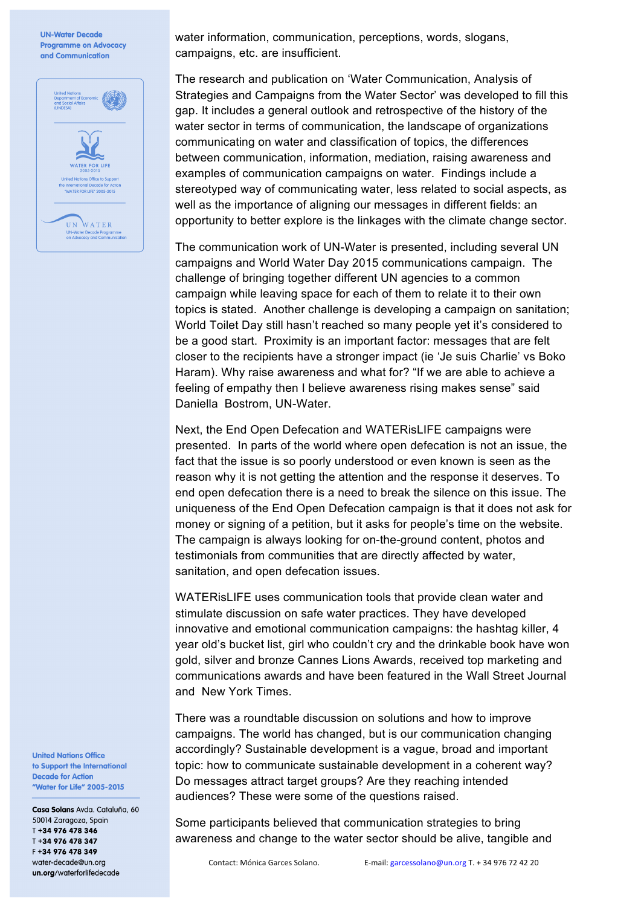water information, communication, perceptions, words, slogans, campaigns, etc. are insufficient.

The research and publication on 'Water Communication, Analysis of Strategies and Campaigns from the Water Sector' was developed to fill this gap. It includes a general outlook and retrospective of the history of the water sector in terms of communication, the landscape of organizations communicating on water and classification of topics, the differences between communication, information, mediation, raising awareness and examples of communication campaigns on water. Findings include a stereotyped way of communicating water, less related to social aspects, as well as the importance of aligning our messages in different fields: an opportunity to better explore is the linkages with the climate change sector.

The communication work of UN-Water is presented, including several UN campaigns and World Water Day 2015 communications campaign. The challenge of bringing together different UN agencies to a common campaign while leaving space for each of them to relate it to their own topics is stated. Another challenge is developing a campaign on sanitation; World Toilet Day still hasn't reached so many people yet it's considered to be a good start. Proximity is an important factor: messages that are felt closer to the recipients have a stronger impact (ie 'Je suis Charlie' vs Boko Haram). Why raise awareness and what for? "If we are able to achieve a feeling of empathy then I believe awareness rising makes sense" said Daniella Bostrom, UN-Water.

Next, the End Open Defecation and WATERisLIFE campaigns were presented. In parts of the world where open defecation is not an issue, the fact that the issue is so poorly understood or even known is seen as the reason why it is not getting the attention and the response it deserves. To end open defecation there is a need to break the silence on this issue. The uniqueness of the End Open Defecation campaign is that it does not ask for money or signing of a petition, but it asks for people's time on the website. The campaign is always looking for on-the-ground content, photos and testimonials from communities that are directly affected by water, sanitation, and open defecation issues.

WATERisLIFE uses communication tools that provide clean water and stimulate discussion on safe water practices. They have developed innovative and emotional communication campaigns: the hashtag killer, 4 year old's bucket list, girl who couldn't cry and the drinkable book have won gold, silver and bronze Cannes Lions Awards, received top marketing and communications awards and have been featured in the Wall Street Journal and New York Times.

There was a roundtable discussion on solutions and how to improve campaigns. The world has changed, but is our communication changing accordingly? Sustainable development is a vague, broad and important topic: how to communicate sustainable development in a coherent way? Do messages attract target groups? Are they reaching intended audiences? These were some of the questions raised.

Some participants believed that communication strategies to bring awareness and change to the water sector should be alive, tangible and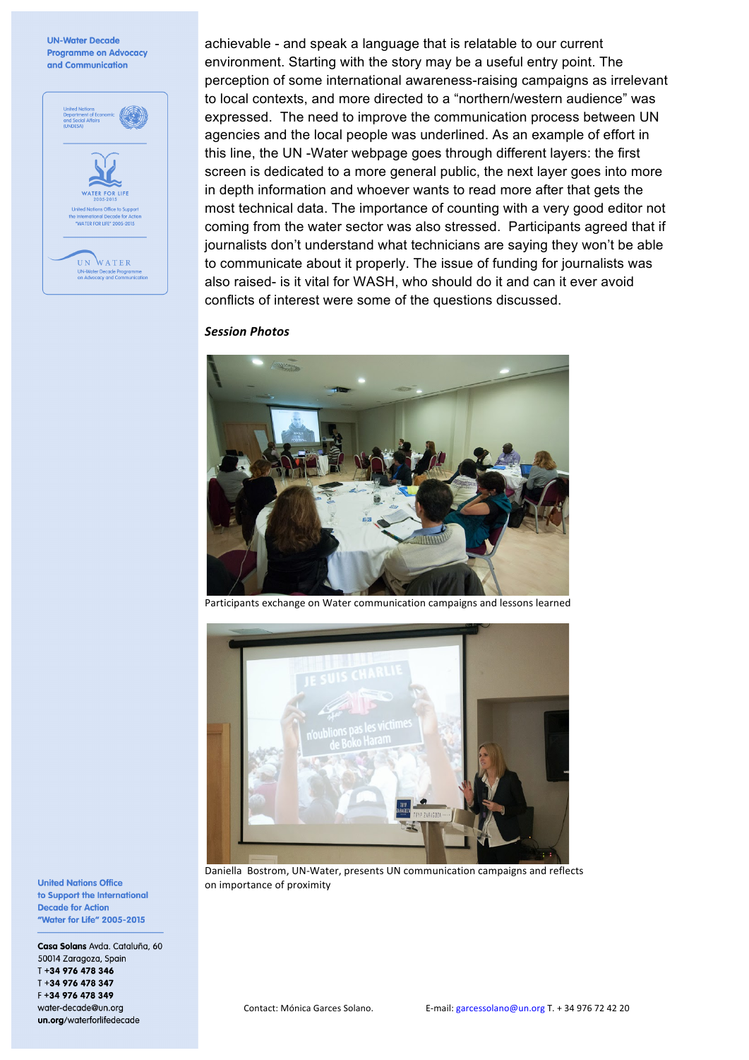achievable - and speak a language that is relatable to our current environment. Starting with the story may be a useful entry point. The perception of some international awareness-raising campaigns as irrelevant to local contexts, and more directed to a "northern/western audience" was expressed. The need to improve the communication process between UN agencies and the local people was underlined. As an example of effort in this line, the UN -Water webpage goes through different layers: the first screen is dedicated to a more general public, the next layer goes into more in depth information and whoever wants to read more after that gets the most technical data. The importance of counting with a very good editor not coming from the water sector was also stressed. Participants agreed that if journalists don't understand what technicians are saying they won't be able to communicate about it properly. The issue of funding for journalists was also raised- is it vital for WASH, who should do it and can it ever avoid conflicts of interest were some of the questions discussed.

***Session Photos***

Participants exchange on Water communication campaigns and lessons learned

Daniella Bostrom, UN-Water, presents UN communication campaigns and reflects on importance of proximity

Contact: Mónica Garces Solano. E-mail: garcessolano@un.org T. + 34 976 72 42 20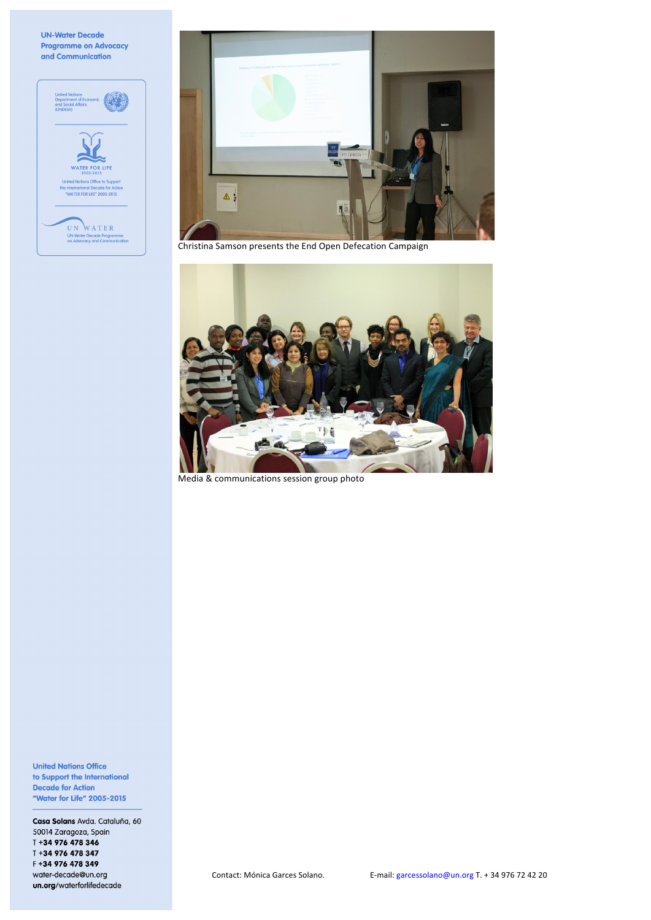UN-Water Decade Programme on Advocacy and Communication

Christina Samson presents the End Open Defecation Campaign

Media & communications session group photo

**United Nations Office to Support the International Decade for Action "Water for Life" 2005-2015**

**Casa Solans** Avda. Cataluña, 60
50014 Zaragoza, Spain
T **+34 976 478 346**
T **+34 976 478 347**
F **+34 976 478 349**
water-decade@un.org
**un.org**/waterforlifedecade

Contact: Mónica Garces Solano. E-mail: garcessolano@un.org T. + 34 976 72 42 20